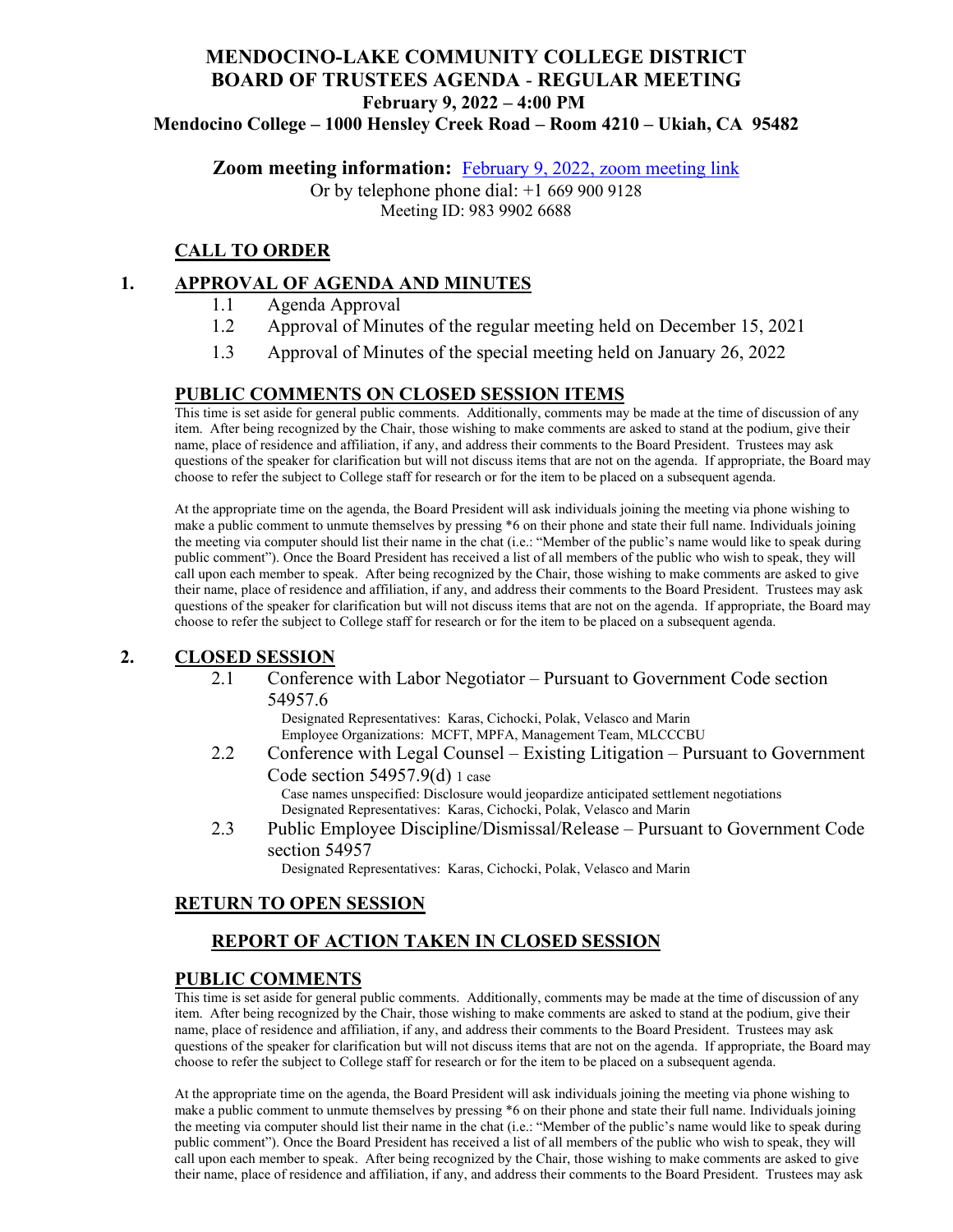# MENDOCINO-LAKE COMMUNITY COLLEGE DISTRICT
## BOARD OF TRUSTEES AGENDA - REGULAR MEETING
### February 9, 2022 – 4:00 PM
### Mendocino College – 1000 Hensley Creek Road – Room 4210 – Ukiah, CA 95482

**Zoom meeting information:** February 9, 2022, zoom meeting link

Or by telephone phone dial: +1 669 900 9128

Meeting ID: 983 9902 6688

## CALL TO ORDER

## 1. APPROVAL OF AGENDA AND MINUTES

1.1 Agenda Approval

1.2 Approval of Minutes of the regular meeting held on December 15, 2021

1.3 Approval of Minutes of the special meeting held on January 26, 2022

## PUBLIC COMMENTS ON CLOSED SESSION ITEMS

This time is set aside for general public comments. Additionally, comments may be made at the time of discussion of any item. After being recognized by the Chair, those wishing to make comments are asked to stand at the podium, give their name, place of residence and affiliation, if any, and address their comments to the Board President. Trustees may ask questions of the speaker for clarification but will not discuss items that are not on the agenda. If appropriate, the Board may choose to refer the subject to College staff for research or for the item to be placed on a subsequent agenda.

At the appropriate time on the agenda, the Board President will ask individuals joining the meeting via phone wishing to make a public comment to unmute themselves by pressing *6 on their phone and state their full name. Individuals joining the meeting via computer should list their name in the chat (i.e.: "Member of the public's name would like to speak during public comment"). Once the Board President has received a list of all members of the public who wish to speak, they will call upon each member to speak. After being recognized by the Chair, those wishing to make comments are asked to give their name, place of residence and affiliation, if any, and address their comments to the Board President. Trustees may ask questions of the speaker for clarification but will not discuss items that are not on the agenda. If appropriate, the Board may choose to refer the subject to College staff for research or for the item to be placed on a subsequent agenda.

## 2. CLOSED SESSION

2.1 Conference with Labor Negotiator – Pursuant to Government Code section 54957.6

Designated Representatives: Karas, Cichocki, Polak, Velasco and Marin

Employee Organizations: MCFT, MPFA, Management Team, MLCCCBU

2.2 Conference with Legal Counsel – Existing Litigation – Pursuant to Government Code section 54957.9(d) 1 case

Case names unspecified: Disclosure would jeopardize anticipated settlement negotiations

Designated Representatives: Karas, Cichocki, Polak, Velasco and Marin

2.3 Public Employee Discipline/Dismissal/Release – Pursuant to Government Code section 54957

Designated Representatives: Karas, Cichocki, Polak, Velasco and Marin

## RETURN TO OPEN SESSION

### REPORT OF ACTION TAKEN IN CLOSED SESSION

## PUBLIC COMMENTS

This time is set aside for general public comments. Additionally, comments may be made at the time of discussion of any item. After being recognized by the Chair, those wishing to make comments are asked to stand at the podium, give their name, place of residence and affiliation, if any, and address their comments to the Board President. Trustees may ask questions of the speaker for clarification but will not discuss items that are not on the agenda. If appropriate, the Board may choose to refer the subject to College staff for research or for the item to be placed on a subsequent agenda.

At the appropriate time on the agenda, the Board President will ask individuals joining the meeting via phone wishing to make a public comment to unmute themselves by pressing *6 on their phone and state their full name. Individuals joining the meeting via computer should list their name in the chat (i.e.: "Member of the public's name would like to speak during public comment"). Once the Board President has received a list of all members of the public who wish to speak, they will call upon each member to speak. After being recognized by the Chair, those wishing to make comments are asked to give their name, place of residence and affiliation, if any, and address their comments to the Board President. Trustees may ask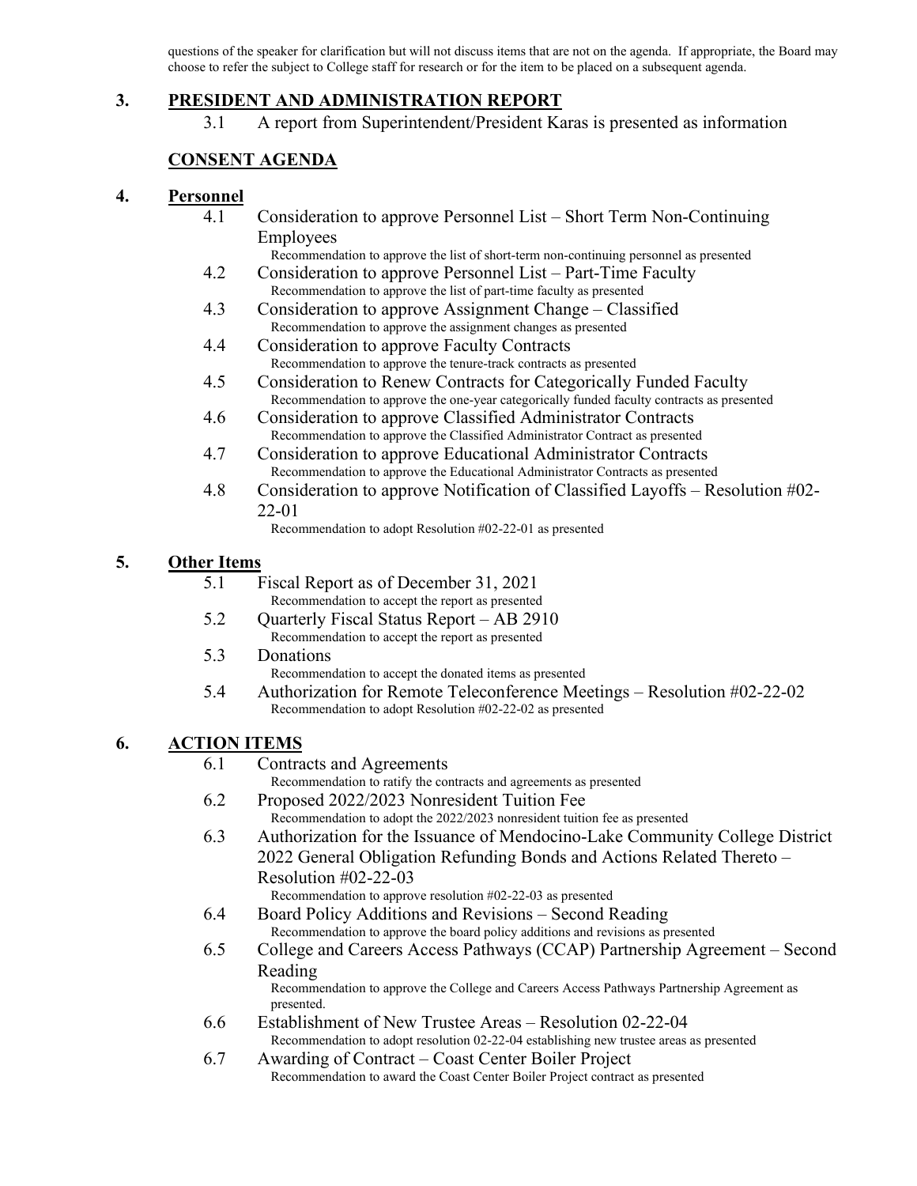questions of the speaker for clarification but will not discuss items that are not on the agenda. If appropriate, the Board may choose to refer the subject to College staff for research or for the item to be placed on a subsequent agenda.

## 3. PRESIDENT AND ADMINISTRATION REPORT

3.1 A report from Superintendent/President Karas is presented as information

## CONSENT AGENDA

## 4. Personnel

4.1 Consideration to approve Personnel List – Short Term Non-Continuing Employees
Recommendation to approve the list of short-term non-continuing personnel as presented

4.2 Consideration to approve Personnel List – Part-Time Faculty
Recommendation to approve the list of part-time faculty as presented

4.3 Consideration to approve Assignment Change – Classified
Recommendation to approve the assignment changes as presented

4.4 Consideration to approve Faculty Contracts
Recommendation to approve the tenure-track contracts as presented

4.5 Consideration to Renew Contracts for Categorically Funded Faculty
Recommendation to approve the one-year categorically funded faculty contracts as presented

4.6 Consideration to approve Classified Administrator Contracts
Recommendation to approve the Classified Administrator Contract as presented

4.7 Consideration to approve Educational Administrator Contracts
Recommendation to approve the Educational Administrator Contracts as presented

4.8 Consideration to approve Notification of Classified Layoffs – Resolution #02-22-01
Recommendation to adopt Resolution #02-22-01 as presented

## 5. Other Items

5.1 Fiscal Report as of December 31, 2021
Recommendation to accept the report as presented

5.2 Quarterly Fiscal Status Report – AB 2910
Recommendation to accept the report as presented

5.3 Donations
Recommendation to accept the donated items as presented

5.4 Authorization for Remote Teleconference Meetings – Resolution #02-22-02
Recommendation to adopt Resolution #02-22-02 as presented

## 6. ACTION ITEMS

6.1 Contracts and Agreements
Recommendation to ratify the contracts and agreements as presented

6.2 Proposed 2022/2023 Nonresident Tuition Fee
Recommendation to adopt the 2022/2023 nonresident tuition fee as presented

6.3 Authorization for the Issuance of Mendocino-Lake Community College District 2022 General Obligation Refunding Bonds and Actions Related Thereto – Resolution #02-22-03
Recommendation to approve resolution #02-22-03 as presented

6.4 Board Policy Additions and Revisions – Second Reading
Recommendation to approve the board policy additions and revisions as presented

6.5 College and Careers Access Pathways (CCAP) Partnership Agreement – Second Reading
Recommendation to approve the College and Careers Access Pathways Partnership Agreement as presented.

6.6 Establishment of New Trustee Areas – Resolution 02-22-04
Recommendation to adopt resolution 02-22-04 establishing new trustee areas as presented

6.7 Awarding of Contract – Coast Center Boiler Project
Recommendation to award the Coast Center Boiler Project contract as presented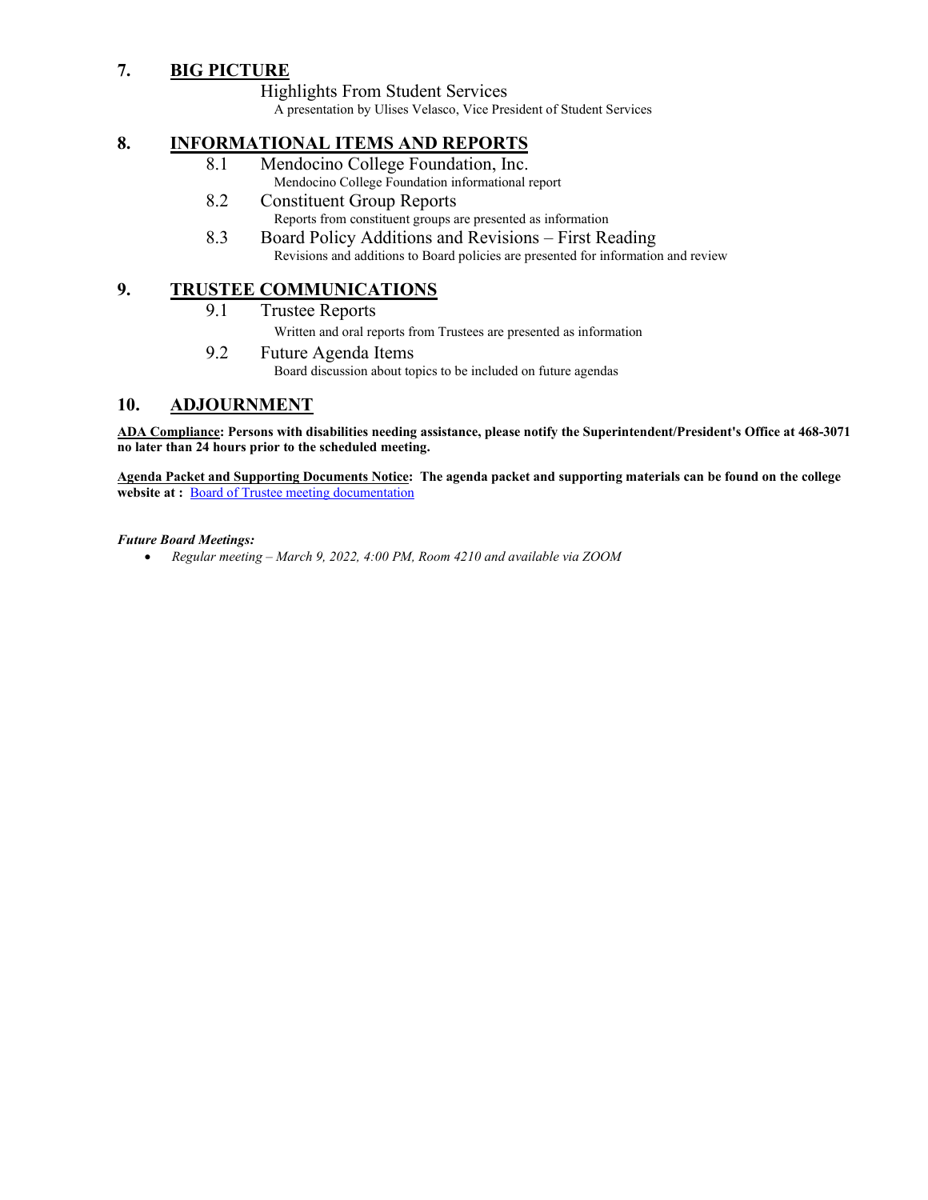## 7. BIG PICTURE

Highlights From Student Services

A presentation by Ulises Velasco, Vice President of Student Services

## 8. INFORMATIONAL ITEMS AND REPORTS

8.1 Mendocino College Foundation, Inc.

Mendocino College Foundation informational report

8.2 Constituent Group Reports

Reports from constituent groups are presented as information

8.3 Board Policy Additions and Revisions – First Reading

Revisions and additions to Board policies are presented for information and review

## 9. TRUSTEE COMMUNICATIONS

9.1 Trustee Reports

Written and oral reports from Trustees are presented as information

9.2 Future Agenda Items

Board discussion about topics to be included on future agendas

## 10. ADJOURNMENT

**ADA Compliance: Persons with disabilities needing assistance, please notify the Superintendent/President's Office at 468-3071 no later than 24 hours prior to the scheduled meeting.**

**Agenda Packet and Supporting Documents Notice: The agenda packet and supporting materials can be found on the college website at :** Board of Trustee meeting documentation

***Future Board Meetings:***

- *Regular meeting – March 9, 2022, 4:00 PM, Room 4210 and available via ZOOM*